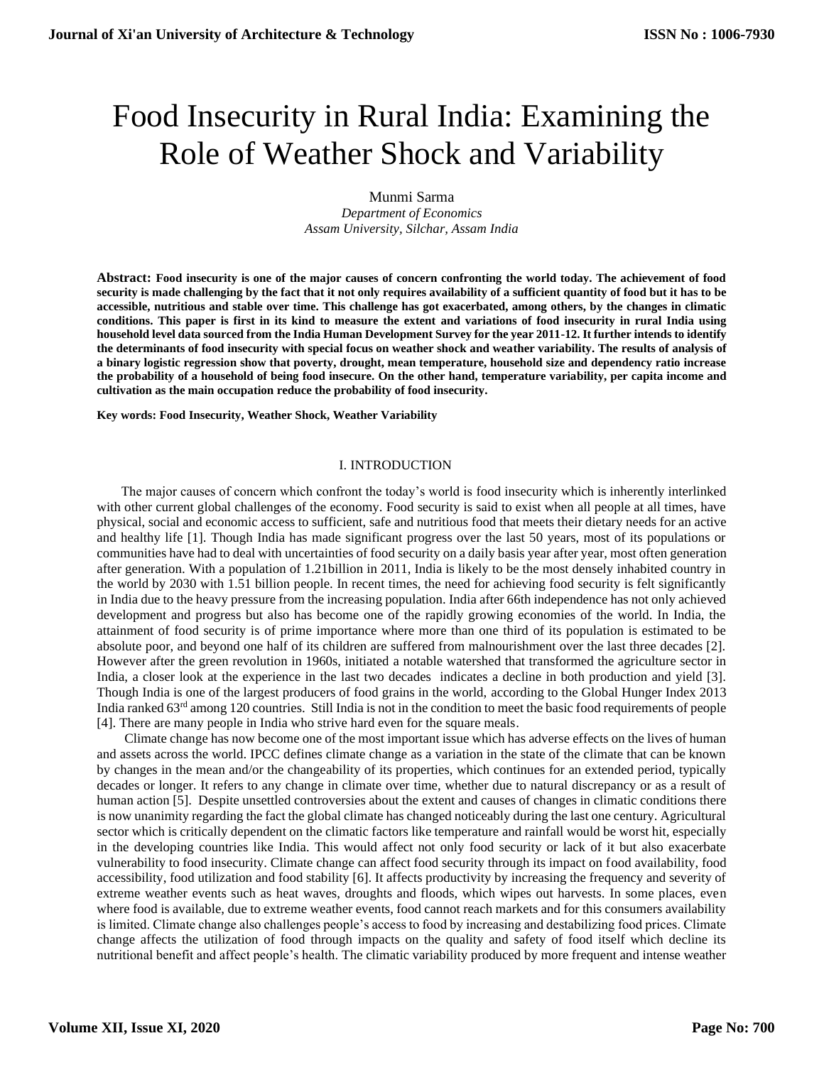# Food Insecurity in Rural India: Examining the Role of Weather Shock and Variability

Munmi Sarma

*Department of Economics*

*Assam University, Silchar, Assam India*

**Abstract: Food insecurity is one of the major causes of concern confronting the world today. The achievement of food security is made challenging by the fact that it not only requires availability of a sufficient quantity of food but it has to be accessible, nutritious and stable over time. This challenge has got exacerbated, among others, by the changes in climatic conditions. This paper is first in its kind to measure the extent and variations of food insecurity in rural India using household level data sourced from the India Human Development Survey for the year 2011-12. It further intends to identify the determinants of food insecurity with special focus on weather shock and weather variability. The results of analysis of a binary logistic regression show that poverty, drought, mean temperature, household size and dependency ratio increase the probability of a household of being food insecure. On the other hand, temperature variability, per capita income and cultivation as the main occupation reduce the probability of food insecurity.**

**Key words: Food Insecurity, Weather Shock, Weather Variability**

## I. INTRODUCTION

The major causes of concern which confront the today's world is food insecurity which is inherently interlinked with other current global challenges of the economy. Food security is said to exist when all people at all times, have physical, social and economic access to sufficient, safe and nutritious food that meets their dietary needs for an active and healthy life [1]. Though India has made significant progress over the last 50 years, most of its populations or communities have had to deal with uncertainties of food security on a daily basis year after year, most often generation after generation. With a population of 1.21billion in 2011, India is likely to be the most densely inhabited country in the world by 2030 with 1.51 billion people. In recent times, the need for achieving food security is felt significantly in India due to the heavy pressure from the increasing population. India after 66th independence has not only achieved development and progress but also has become one of the rapidly growing economies of the world. In India, the attainment of food security is of prime importance where more than one third of its population is estimated to be absolute poor, and beyond one half of its children are suffered from malnourishment over the last three decades [2]. However after the green revolution in 1960s, initiated a notable watershed that transformed the agriculture sector in India, a closer look at the experience in the last two decades indicates a decline in both production and yield [3]. Though India is one of the largest producers of food grains in the world, according to the Global Hunger Index 2013 India ranked 63rd among 120 countries. Still India is not in the condition to meet the basic food requirements of people [4]. There are many people in India who strive hard even for the square meals.

Climate change has now become one of the most important issue which has adverse effects on the lives of human and assets across the world. IPCC defines climate change as a variation in the state of the climate that can be known by changes in the mean and/or the changeability of its properties, which continues for an extended period, typically decades or longer. It refers to any change in climate over time, whether due to natural discrepancy or as a result of human action [5]. Despite unsettled controversies about the extent and causes of changes in climatic conditions there is now unanimity regarding the fact the global climate has changed noticeably during the last one century. Agricultural sector which is critically dependent on the climatic factors like temperature and rainfall would be worst hit, especially in the developing countries like India. This would affect not only food security or lack of it but also exacerbate vulnerability to food insecurity. Climate change can affect food security through its impact on food availability, food accessibility, food utilization and food stability [6]. It affects productivity by increasing the frequency and severity of extreme weather events such as heat waves, droughts and floods, which wipes out harvests. In some places, even where food is available, due to extreme weather events, food cannot reach markets and for this consumers availability is limited. Climate change also challenges people's access to food by increasing and destabilizing food prices. Climate change affects the utilization of food through impacts on the quality and safety of food itself which decline its nutritional benefit and affect people's health. The climatic variability produced by more frequent and intense weather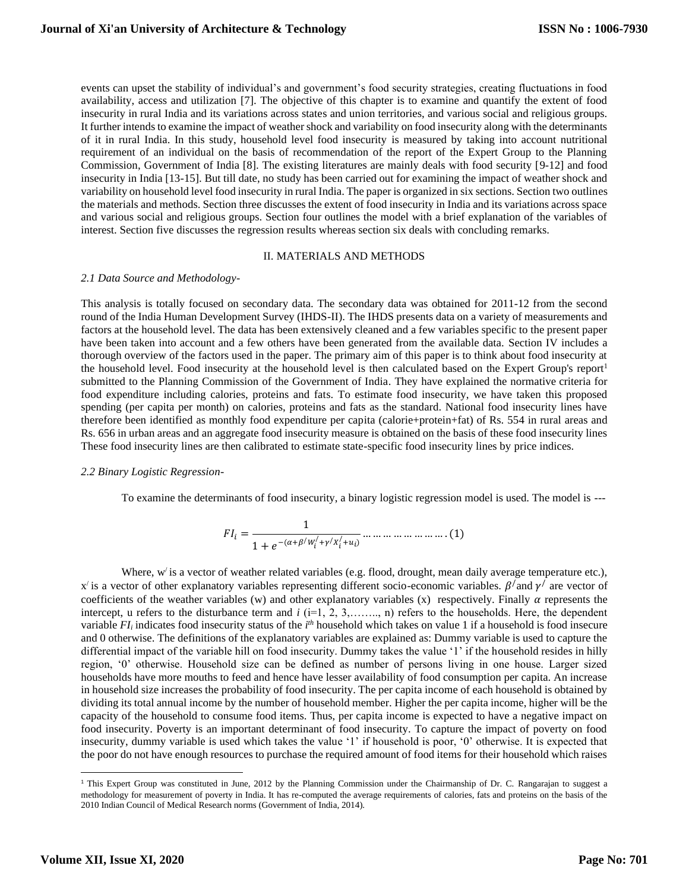events can upset the stability of individual's and government's food security strategies, creating fluctuations in food availability, access and utilization [7]. The objective of this chapter is to examine and quantify the extent of food insecurity in rural India and its variations across states and union territories, and various social and religious groups. It further intends to examine the impact of weather shock and variability on food insecurity along with the determinants of it in rural India. In this study, household level food insecurity is measured by taking into account nutritional requirement of an individual on the basis of recommendation of the report of the Expert Group to the Planning Commission, Government of India [8]. The existing literatures are mainly deals with food security [9-12] and food insecurity in India [13-15]. But till date, no study has been carried out for examining the impact of weather shock and variability on household level food insecurity in rural India. The paper is organized in six sections. Section two outlines the materials and methods. Section three discusses the extent of food insecurity in India and its variations across space and various social and religious groups. Section four outlines the model with a brief explanation of the variables of interest. Section five discusses the regression results whereas section six deals with concluding remarks.

## II. MATERIALS AND METHODS

### *2.1 Data Source and Methodology-*

This analysis is totally focused on secondary data. The secondary data was obtained for 2011-12 from the second round of the India Human Development Survey (IHDS-II). The IHDS presents data on a variety of measurements and factors at the household level. The data has been extensively cleaned and a few variables specific to the present paper have been taken into account and a few others have been generated from the available data. Section IV includes a thorough overview of the factors used in the paper. The primary aim of this paper is to think about food insecurity at the household level. Food insecurity at the household level is then calculated based on the Expert Group's report[1] submitted to the Planning Commission of the Government of India. They have explained the normative criteria for food expenditure including calories, proteins and fats. To estimate food insecurity, we have taken this proposed spending (per capita per month) on calories, proteins and fats as the standard. National food insecurity lines have therefore been identified as monthly food expenditure per capita (calorie+protein+fat) of Rs. 554 in rural areas and Rs. 656 in urban areas and an aggregate food insecurity measure is obtained on the basis of these food insecurity lines These food insecurity lines are then calibrated to estimate state-specific food insecurity lines by price indices.

### *2.2 Binary Logistic Regression-*

To examine the determinants of food insecurity, a binary logistic regression model is used. The model is ---

$$FI_i = \frac{1}{1 + e^{-(\alpha + \beta' W_i' + \gamma' X_i' + u_i)}} \dots\dots\dots\dots\dots\dots\dots\dots (1)$$

Where, $w'$ is a vector of weather related variables (e.g. flood, drought, mean daily average temperature etc.), $x'$ is a vector of other explanatory variables representing different socio-economic variables. $\beta'$ and $\gamma'$ are vector of coefficients of the weather variables (w) and other explanatory variables (x) respectively. Finally $\alpha$ represents the intercept, u refers to the disturbance term and $i$ (i=1, 2, 3,…….., n) refers to the households. Here, the dependent variable $FI_i$ indicates food insecurity status of the $i^{th}$ household which takes on value 1 if a household is food insecure and 0 otherwise. The definitions of the explanatory variables are explained as: Dummy variable is used to capture the differential impact of the variable hill on food insecurity. Dummy takes the value '1' if the household resides in hilly region, '0' otherwise. Household size can be defined as number of persons living in one house. Larger sized households have more mouths to feed and hence have lesser availability of food consumption per capita. An increase in household size increases the probability of food insecurity. The per capita income of each household is obtained by dividing its total annual income by the number of household member. Higher the per capita income, higher will be the capacity of the household to consume food items. Thus, per capita income is expected to have a negative impact on food insecurity. Poverty is an important determinant of food insecurity. To capture the impact of poverty on food insecurity, dummy variable is used which takes the value '1' if household is poor, '0' otherwise. It is expected that the poor do not have enough resources to purchase the required amount of food items for their household which raises

---

[1] This Expert Group was constituted in June, 2012 by the Planning Commission under the Chairmanship of Dr. C. Rangarajan to suggest a methodology for measurement of poverty in India. It has re-computed the average requirements of calories, fats and proteins on the basis of the 2010 Indian Council of Medical Research norms (Government of India, 2014).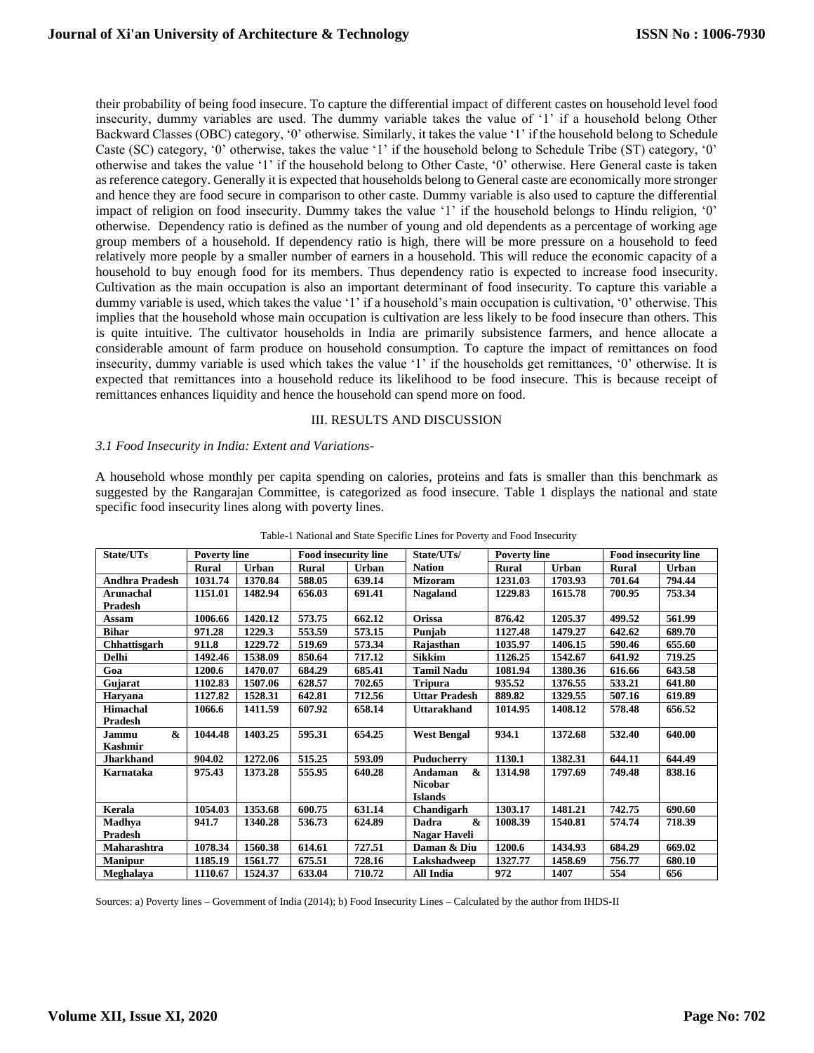their probability of being food insecure. To capture the differential impact of different castes on household level food insecurity, dummy variables are used. The dummy variable takes the value of '1' if a household belong Other Backward Classes (OBC) category, '0' otherwise. Similarly, it takes the value '1' if the household belong to Schedule Caste (SC) category, '0' otherwise, takes the value '1' if the household belong to Schedule Tribe (ST) category, '0' otherwise and takes the value '1' if the household belong to Other Caste, '0' otherwise. Here General caste is taken as reference category. Generally it is expected that households belong to General caste are economically more stronger and hence they are food secure in comparison to other caste. Dummy variable is also used to capture the differential impact of religion on food insecurity. Dummy takes the value '1' if the household belongs to Hindu religion, '0' otherwise. Dependency ratio is defined as the number of young and old dependents as a percentage of working age group members of a household. If dependency ratio is high, there will be more pressure on a household to feed relatively more people by a smaller number of earners in a household. This will reduce the economic capacity of a household to buy enough food for its members. Thus dependency ratio is expected to increase food insecurity. Cultivation as the main occupation is also an important determinant of food insecurity. To capture this variable a dummy variable is used, which takes the value '1' if a household's main occupation is cultivation, '0' otherwise. This implies that the household whose main occupation is cultivation are less likely to be food insecure than others. This is quite intuitive. The cultivator households in India are primarily subsistence farmers, and hence allocate a considerable amount of farm produce on household consumption. To capture the impact of remittances on food insecurity, dummy variable is used which takes the value '1' if the households get remittances, '0' otherwise. It is expected that remittances into a household reduce its likelihood to be food insecure. This is because receipt of remittances enhances liquidity and hence the household can spend more on food.

## III. RESULTS AND DISCUSSION

### *3.1 Food Insecurity in India: Extent and Variations-*

A household whose monthly per capita spending on calories, proteins and fats is smaller than this benchmark as suggested by the Rangarajan Committee, is categorized as food insecure. Table 1 displays the national and state specific food insecurity lines along with poverty lines.

Table-1 National and State Specific Lines for Poverty and Food Insecurity

| State/UTs | Poverty line | | Food insecurity line | | State/UTs/ Nation | Poverty line | | Food insecurity line | |
|---|---|---|---|---|---|---|---|---|---|
| | Rural | Urban | Rural | Urban | | Rural | Urban | Rural | Urban |
| Andhra Pradesh | 1031.74 | 1370.84 | 588.05 | 639.14 | Mizoram | 1231.03 | 1703.93 | 701.64 | 794.44 |
| Arunachal Pradesh | 1151.01 | 1482.94 | 656.03 | 691.41 | Nagaland | 1229.83 | 1615.78 | 700.95 | 753.34 |
| Assam | 1006.66 | 1420.12 | 573.75 | 662.12 | Orissa | 876.42 | 1205.37 | 499.52 | 561.99 |
| Bihar | 971.28 | 1229.3 | 553.59 | 573.15 | Punjab | 1127.48 | 1479.27 | 642.62 | 689.70 |
| Chhattisgarh | 911.8 | 1229.72 | 519.69 | 573.34 | Rajasthan | 1035.97 | 1406.15 | 590.46 | 655.60 |
| Delhi | 1492.46 | 1538.09 | 850.64 | 717.12 | Sikkim | 1126.25 | 1542.67 | 641.92 | 719.25 |
| Goa | 1200.6 | 1470.07 | 684.29 | 685.41 | Tamil Nadu | 1081.94 | 1380.36 | 616.66 | 643.58 |
| Gujarat | 1102.83 | 1507.06 | 628.57 | 702.65 | Tripura | 935.52 | 1376.55 | 533.21 | 641.80 |
| Haryana | 1127.82 | 1528.31 | 642.81 | 712.56 | Uttar Pradesh | 889.82 | 1329.55 | 507.16 | 619.89 |
| Himachal Pradesh | 1066.6 | 1411.59 | 607.92 | 658.14 | Uttarakhand | 1014.95 | 1408.12 | 578.48 | 656.52 |
| Jammu & Kashmir | 1044.48 | 1403.25 | 595.31 | 654.25 | West Bengal | 934.1 | 1372.68 | 532.40 | 640.00 |
| Jharkhand | 904.02 | 1272.06 | 515.25 | 593.09 | Puducherry | 1130.1 | 1382.31 | 644.11 | 644.49 |
| Karnataka | 975.43 | 1373.28 | 555.95 | 640.28 | Andaman & Nicobar Islands | 1314.98 | 1797.69 | 749.48 | 838.16 |
| Kerala | 1054.03 | 1353.68 | 600.75 | 631.14 | Chandigarh | 1303.17 | 1481.21 | 742.75 | 690.60 |
| Madhya Pradesh | 941.7 | 1340.28 | 536.73 | 624.89 | Dadra & Nagar Haveli | 1008.39 | 1540.81 | 574.74 | 718.39 |
| Maharashtra | 1078.34 | 1560.38 | 614.61 | 727.51 | Daman & Diu | 1200.6 | 1434.93 | 684.29 | 669.02 |
| Manipur | 1185.19 | 1561.77 | 675.51 | 728.16 | Lakshadweep | 1327.77 | 1458.69 | 756.77 | 680.10 |
| Meghalaya | 1110.67 | 1524.37 | 633.04 | 710.72 | All India | 972 | 1407 | 554 | 656 |

Sources: a) Poverty lines – Government of India (2014); b) Food Insecurity Lines – Calculated by the author from IHDS-II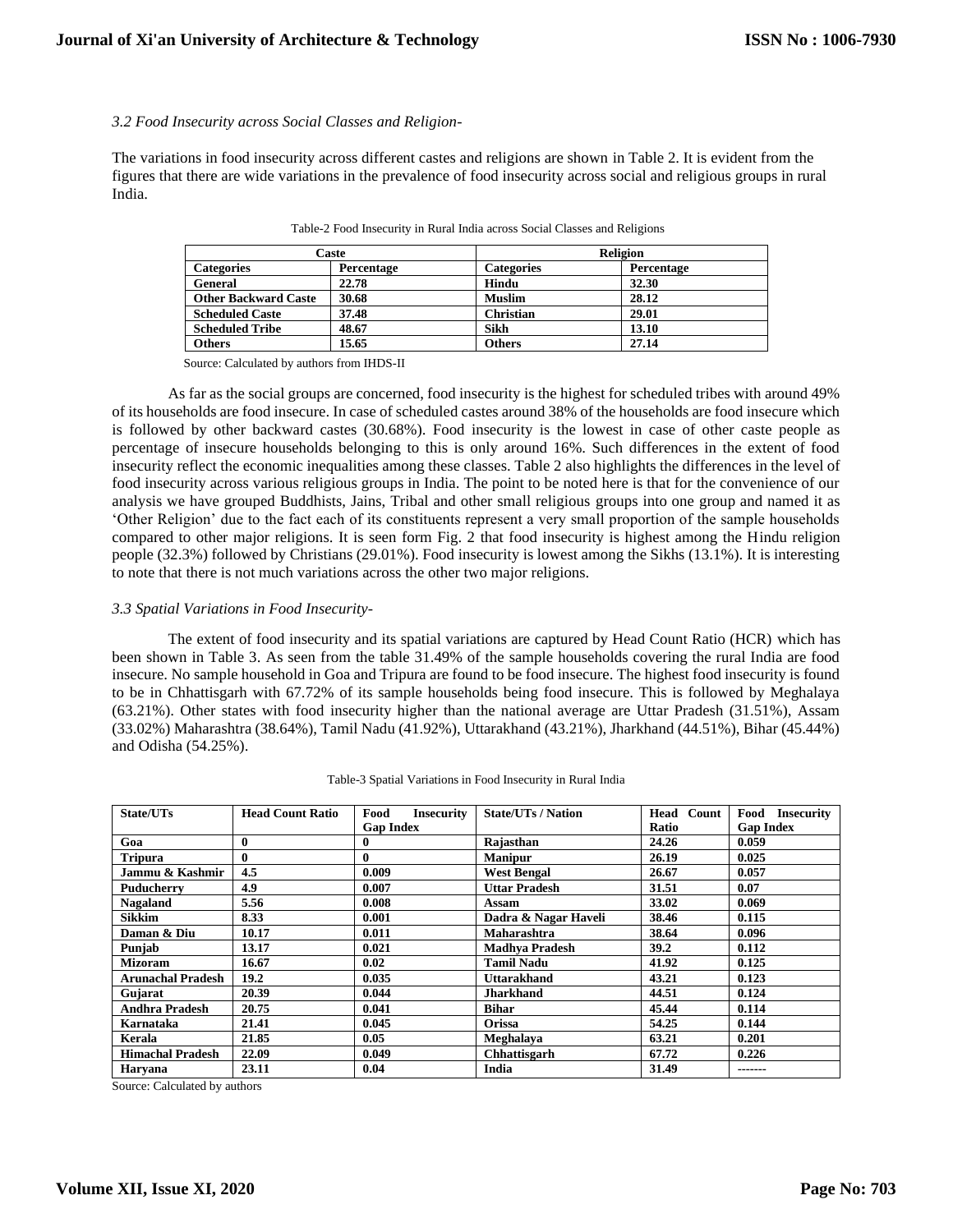*3.2 Food Insecurity across Social Classes and Religion-*

The variations in food insecurity across different castes and religions are shown in Table 2. It is evident from the figures that there are wide variations in the prevalence of food insecurity across social and religious groups in rural India.

Table-2 Food Insecurity in Rural India across Social Classes and Religions

| Caste | | Religion | |
|---|---|---|---|
| **Categories** | **Percentage** | **Categories** | **Percentage** |
| **General** | **22.78** | **Hindu** | **32.30** |
| **Other Backward Caste** | **30.68** | **Muslim** | **28.12** |
| **Scheduled Caste** | **37.48** | **Christian** | **29.01** |
| **Scheduled Tribe** | **48.67** | **Sikh** | **13.10** |
| **Others** | **15.65** | **Others** | **27.14** |

Source: Calculated by authors from IHDS-II

As far as the social groups are concerned, food insecurity is the highest for scheduled tribes with around 49% of its households are food insecure. In case of scheduled castes around 38% of the households are food insecure which is followed by other backward castes (30.68%). Food insecurity is the lowest in case of other caste people as percentage of insecure households belonging to this is only around 16%. Such differences in the extent of food insecurity reflect the economic inequalities among these classes. Table 2 also highlights the differences in the level of food insecurity across various religious groups in India. The point to be noted here is that for the convenience of our analysis we have grouped Buddhists, Jains, Tribal and other small religious groups into one group and named it as 'Other Religion' due to the fact each of its constituents represent a very small proportion of the sample households compared to other major religions. It is seen form Fig. 2 that food insecurity is highest among the Hindu religion people (32.3%) followed by Christians (29.01%). Food insecurity is lowest among the Sikhs (13.1%). It is interesting to note that there is not much variations across the other two major religions.

*3.3 Spatial Variations in Food Insecurity-*

The extent of food insecurity and its spatial variations are captured by Head Count Ratio (HCR) which has been shown in Table 3. As seen from the table 31.49% of the sample households covering the rural India are food insecure. No sample household in Goa and Tripura are found to be food insecure. The highest food insecurity is found to be in Chhattisgarh with 67.72% of its sample households being food insecure. This is followed by Meghalaya (63.21%). Other states with food insecurity higher than the national average are Uttar Pradesh (31.51%), Assam (33.02%) Maharashtra (38.64%), Tamil Nadu (41.92%), Uttarakhand (43.21%), Jharkhand (44.51%), Bihar (45.44%) and Odisha (54.25%).

Table-3 Spatial Variations in Food Insecurity in Rural India

| State/UTs | Head Count Ratio | Food Insecurity Gap Index | State/UTs / Nation | Head Count Ratio | Food Insecurity Gap Index |
|---|---|---|---|---|---|
| **Goa** | **0** | **0** | **Rajasthan** | **24.26** | **0.059** |
| **Tripura** | **0** | **0** | **Manipur** | **26.19** | **0.025** |
| **Jammu & Kashmir** | **4.5** | **0.009** | **West Bengal** | **26.67** | **0.057** |
| **Puducherry** | **4.9** | **0.007** | **Uttar Pradesh** | **31.51** | **0.07** |
| **Nagaland** | **5.56** | **0.008** | **Assam** | **33.02** | **0.069** |
| **Sikkim** | **8.33** | **0.001** | **Dadra & Nagar Haveli** | **38.46** | **0.115** |
| **Daman & Diu** | **10.17** | **0.011** | **Maharashtra** | **38.64** | **0.096** |
| **Punjab** | **13.17** | **0.021** | **Madhya Pradesh** | **39.2** | **0.112** |
| **Mizoram** | **16.67** | **0.02** | **Tamil Nadu** | **41.92** | **0.125** |
| **Arunachal Pradesh** | **19.2** | **0.035** | **Uttarakhand** | **43.21** | **0.123** |
| **Gujarat** | **20.39** | **0.044** | **Jharkhand** | **44.51** | **0.124** |
| **Andhra Pradesh** | **20.75** | **0.041** | **Bihar** | **45.44** | **0.114** |
| **Karnataka** | **21.41** | **0.045** | **Orissa** | **54.25** | **0.144** |
| **Kerala** | **21.85** | **0.05** | **Meghalaya** | **63.21** | **0.201** |
| **Himachal Pradesh** | **22.09** | **0.049** | **Chhattisgarh** | **67.72** | **0.226** |
| **Haryana** | **23.11** | **0.04** | **India** | **31.49** | **-------** |

Source: Calculated by authors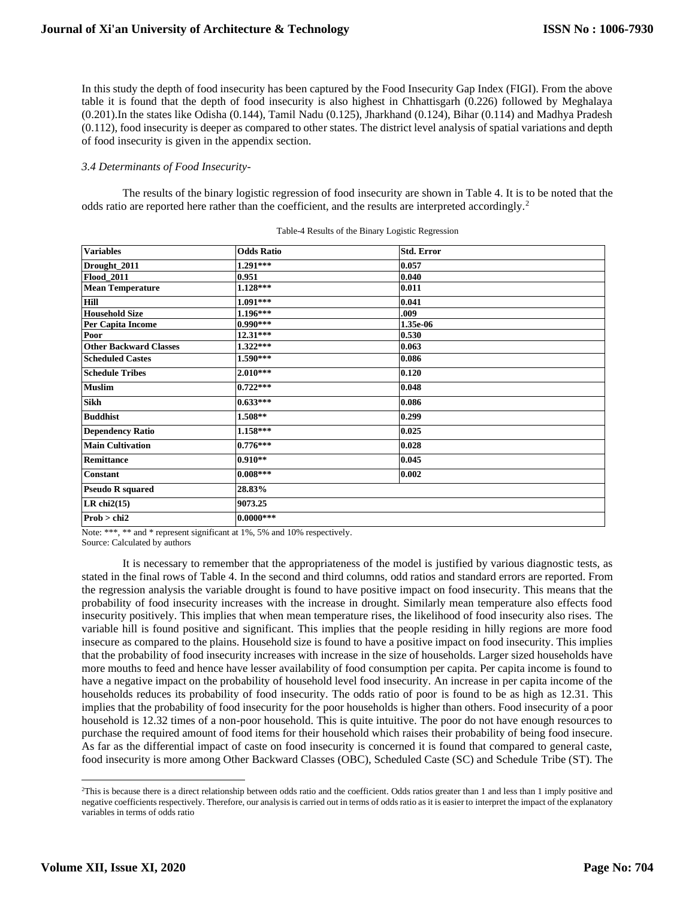In this study the depth of food insecurity has been captured by the Food Insecurity Gap Index (FIGI). From the above table it is found that the depth of food insecurity is also highest in Chhattisgarh (0.226) followed by Meghalaya (0.201).In the states like Odisha (0.144), Tamil Nadu (0.125), Jharkhand (0.124), Bihar (0.114) and Madhya Pradesh (0.112), food insecurity is deeper as compared to other states. The district level analysis of spatial variations and depth of food insecurity is given in the appendix section.

### *3.4 Determinants of Food Insecurity-*

The results of the binary logistic regression of food insecurity are shown in Table 4. It is to be noted that the odds ratio are reported here rather than the coefficient, and the results are interpreted accordingly.[2]

Table-4 Results of the Binary Logistic Regression

| Variables | Odds Ratio | Std. Error |
|---|---|---|
| **Drought_2011** | 1.291*** | 0.057 |
| **Flood_2011** | 0.951 | 0.040 |
| **Mean Temperature** | 1.128*** | 0.011 |
| **Hill** | 1.091*** | 0.041 |
| **Household Size** | 1.196*** | .009 |
| **Per Capita Income** | 0.990*** | 1.35e-06 |
| **Poor** | 12.31*** | 0.530 |
| **Other Backward Classes** | 1.322*** | 0.063 |
| **Scheduled Castes** | 1.590*** | 0.086 |
| **Schedule Tribes** | 2.010*** | 0.120 |
| **Muslim** | 0.722*** | 0.048 |
| **Sikh** | 0.633*** | 0.086 |
| **Buddhist** | 1.508** | 0.299 |
| **Dependency Ratio** | 1.158*** | 0.025 |
| **Main Cultivation** | 0.776*** | 0.028 |
| **Remittance** | 0.910** | 0.045 |
| **Constant** | 0.008*** | 0.002 |
| **Pseudo R squared** | 28.83% | |
| **LR chi2(15)** | 9073.25 | |
| **Prob > chi2** | 0.0000*** | |

Note: ***, ** and * represent significant at 1%, 5% and 10% respectively.
Source: Calculated by authors

It is necessary to remember that the appropriateness of the model is justified by various diagnostic tests, as stated in the final rows of Table 4. In the second and third columns, odd ratios and standard errors are reported. From the regression analysis the variable drought is found to have positive impact on food insecurity. This means that the probability of food insecurity increases with the increase in drought. Similarly mean temperature also effects food insecurity positively. This implies that when mean temperature rises, the likelihood of food insecurity also rises. The variable hill is found positive and significant. This implies that the people residing in hilly regions are more food insecure as compared to the plains. Household size is found to have a positive impact on food insecurity. This implies that the probability of food insecurity increases with increase in the size of households. Larger sized households have more mouths to feed and hence have lesser availability of food consumption per capita. Per capita income is found to have a negative impact on the probability of household level food insecurity. An increase in per capita income of the households reduces its probability of food insecurity. The odds ratio of poor is found to be as high as 12.31. This implies that the probability of food insecurity for the poor households is higher than others. Food insecurity of a poor household is 12.32 times of a non-poor household. This is quite intuitive. The poor do not have enough resources to purchase the required amount of food items for their household which raises their probability of being food insecure. As far as the differential impact of caste on food insecurity is concerned it is found that compared to general caste, food insecurity is more among Other Backward Classes (OBC), Scheduled Caste (SC) and Schedule Tribe (ST). The

[2]This is because there is a direct relationship between odds ratio and the coefficient. Odds ratios greater than 1 and less than 1 imply positive and negative coefficients respectively. Therefore, our analysis is carried out in terms of odds ratio as it is easier to interpret the impact of the explanatory variables in terms of odds ratio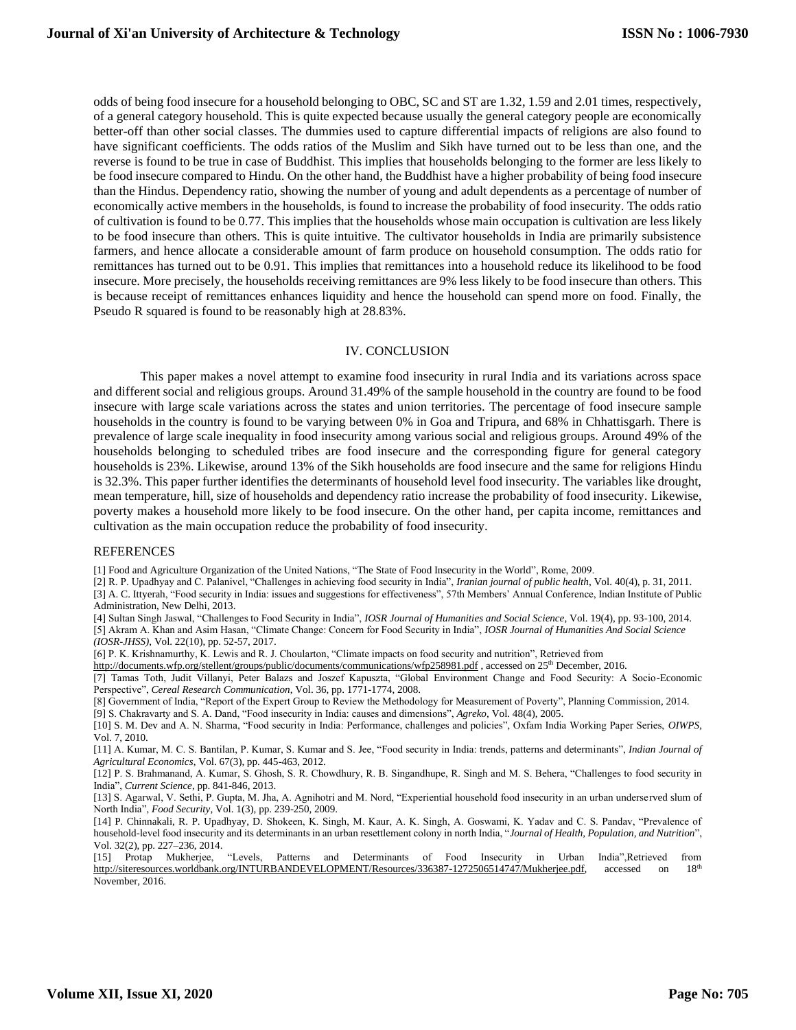odds of being food insecure for a household belonging to OBC, SC and ST are 1.32, 1.59 and 2.01 times, respectively, of a general category household. This is quite expected because usually the general category people are economically better-off than other social classes. The dummies used to capture differential impacts of religions are also found to have significant coefficients. The odds ratios of the Muslim and Sikh have turned out to be less than one, and the reverse is found to be true in case of Buddhist. This implies that households belonging to the former are less likely to be food insecure compared to Hindu. On the other hand, the Buddhist have a higher probability of being food insecure than the Hindus. Dependency ratio, showing the number of young and adult dependents as a percentage of number of economically active members in the households, is found to increase the probability of food insecurity. The odds ratio of cultivation is found to be 0.77. This implies that the households whose main occupation is cultivation are less likely to be food insecure than others. This is quite intuitive. The cultivator households in India are primarily subsistence farmers, and hence allocate a considerable amount of farm produce on household consumption. The odds ratio for remittances has turned out to be 0.91. This implies that remittances into a household reduce its likelihood to be food insecure. More precisely, the households receiving remittances are 9% less likely to be food insecure than others. This is because receipt of remittances enhances liquidity and hence the household can spend more on food. Finally, the Pseudo R squared is found to be reasonably high at 28.83%.

## IV. CONCLUSION

This paper makes a novel attempt to examine food insecurity in rural India and its variations across space and different social and religious groups. Around 31.49% of the sample household in the country are found to be food insecure with large scale variations across the states and union territories. The percentage of food insecure sample households in the country is found to be varying between 0% in Goa and Tripura, and 68% in Chhattisgarh. There is prevalence of large scale inequality in food insecurity among various social and religious groups. Around 49% of the households belonging to scheduled tribes are food insecure and the corresponding figure for general category households is 23%. Likewise, around 13% of the Sikh households are food insecure and the same for religions Hindu is 32.3%. This paper further identifies the determinants of household level food insecurity. The variables like drought, mean temperature, hill, size of households and dependency ratio increase the probability of food insecurity. Likewise, poverty makes a household more likely to be food insecure. On the other hand, per capita income, remittances and cultivation as the main occupation reduce the probability of food insecurity.

## REFERENCES

[1] Food and Agriculture Organization of the United Nations, "The State of Food Insecurity in the World", Rome, 2009.

[2] R. P. Upadhyay and C. Palanivel, "Challenges in achieving food security in India", *Iranian journal of public health*, Vol. 40(4), p. 31, 2011.

[3] A. C. Ittyerah, "Food security in India: issues and suggestions for effectiveness", 57th Members' Annual Conference, Indian Institute of Public Administration, New Delhi, 2013.

[4] Sultan Singh Jaswal, "Challenges to Food Security in India", *IOSR Journal of Humanities and Social Science*, Vol. 19(4), pp. 93-100, 2014.

[5] Akram A. Khan and Asim Hasan, "Climate Change: Concern for Food Security in India", *IOSR Journal of Humanities And Social Science (IOSR-JHSS)*, Vol. 22(10), pp. 52-57, 2017.

[6] P. K. Krishnamurthy, K. Lewis and R. J. Choularton, "Climate impacts on food security and nutrition", Retrieved from http://documents.wfp.org/stellent/groups/public/documents/communications/wfp258981.pdf , accessed on 25th December, 2016.

[7] Tamas Toth, Judit Villanyi, Peter Balazs and Joszef Kapuszta, "Global Environment Change and Food Security: A Socio-Economic Perspective", *Cereal Research Communication*, Vol. 36, pp. 1771-1774, 2008.

[8] Government of India, "Report of the Expert Group to Review the Methodology for Measurement of Poverty", Planning Commission, 2014.

[9] S. Chakravarty and S. A. Dand, "Food insecurity in India: causes and dimensions", *Agreko*, Vol. 48(4), 2005.

[10] S. M. Dev and A. N. Sharma, "Food security in India: Performance, challenges and policies", Oxfam India Working Paper Series, *OIWPS*, Vol. 7, 2010.

[11] A. Kumar, M. C. S. Bantilan, P. Kumar, S. Kumar and S. Jee, "Food security in India: trends, patterns and determinants", *Indian Journal of Agricultural Economics*, Vol. 67(3), pp. 445-463, 2012.

[12] P. S. Brahmanand, A. Kumar, S. Ghosh, S. R. Chowdhury, R. B. Singandhupe, R. Singh and M. S. Behera, "Challenges to food security in India", *Current Science*, pp. 841-846, 2013.

[13] S. Agarwal, V. Sethi, P. Gupta, M. Jha, A. Agnihotri and M. Nord, "Experiential household food insecurity in an urban underserved slum of North India", *Food Security*, Vol. 1(3), pp. 239-250, 2009.

[14] P. Chinnakali, R. P. Upadhyay, D. Shokeen, K. Singh, M. Kaur, A. K. Singh, A. Goswami, K. Yadav and C. S. Pandav, "Prevalence of household-level food insecurity and its determinants in an urban resettlement colony in north India, "*Journal of Health, Population, and Nutrition*", Vol. 32(2), pp. 227–236, 2014.

[15] Protap Mukherjee, "Levels, Patterns and Determinants of Food Insecurity in Urban India",Retrieved from http://siteresources.worldbank.org/INTURBANDEVELOPMENT/Resources/336387-1272506514747/Mukherjee.pdf, accessed on 18th November, 2016.